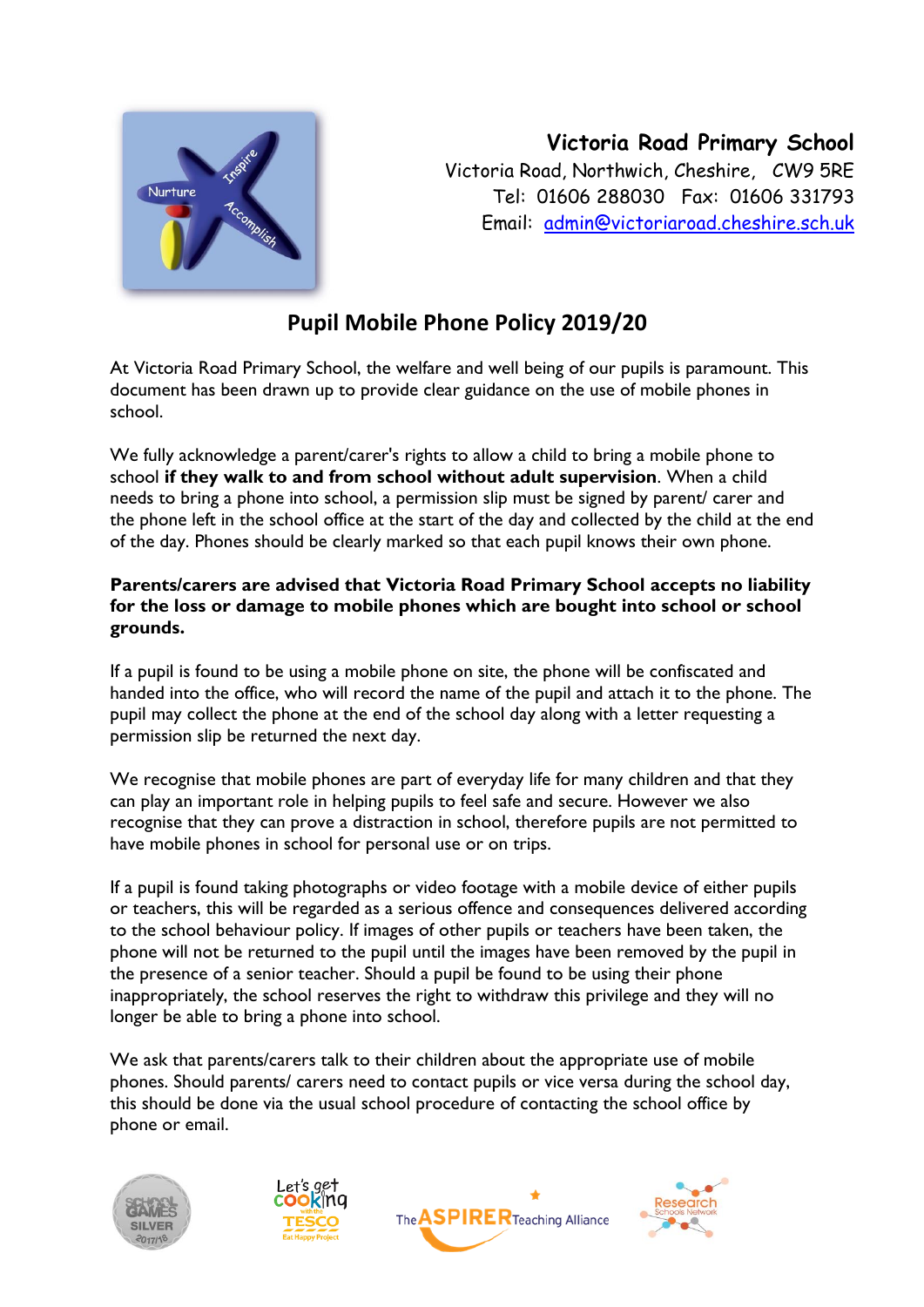**Victoria Road Primary School**
Victoria Road, Northwich, Cheshire, CW9 5RE
Tel: 01606 288030 Fax: 01606 331793
Email: admin@victoriaroad.cheshire.sch.uk

# Pupil Mobile Phone Policy 2019/20

At Victoria Road Primary School, the welfare and well being of our pupils is paramount. This document has been drawn up to provide clear guidance on the use of mobile phones in school.

We fully acknowledge a parent/carer's rights to allow a child to bring a mobile phone to school **if they walk to and from school without adult supervision**. When a child needs to bring a phone into school, a permission slip must be signed by parent/ carer and the phone left in the school office at the start of the day and collected by the child at the end of the day. Phones should be clearly marked so that each pupil knows their own phone.

**Parents/carers are advised that Victoria Road Primary School accepts no liability for the loss or damage to mobile phones which are bought into school or school grounds.**

If a pupil is found to be using a mobile phone on site, the phone will be confiscated and handed into the office, who will record the name of the pupil and attach it to the phone. The pupil may collect the phone at the end of the school day along with a letter requesting a permission slip be returned the next day.

We recognise that mobile phones are part of everyday life for many children and that they can play an important role in helping pupils to feel safe and secure. However we also recognise that they can prove a distraction in school, therefore pupils are not permitted to have mobile phones in school for personal use or on trips.

If a pupil is found taking photographs or video footage with a mobile device of either pupils or teachers, this will be regarded as a serious offence and consequences delivered according to the school behaviour policy. If images of other pupils or teachers have been taken, the phone will not be returned to the pupil until the images have been removed by the pupil in the presence of a senior teacher. Should a pupil be found to be using their phone inappropriately, the school reserves the right to withdraw this privilege and they will no longer be able to bring a phone into school.

We ask that parents/carers talk to their children about the appropriate use of mobile phones. Should parents/ carers need to contact pupils or vice versa during the school day, this should be done via the usual school procedure of contacting the school office by phone or email.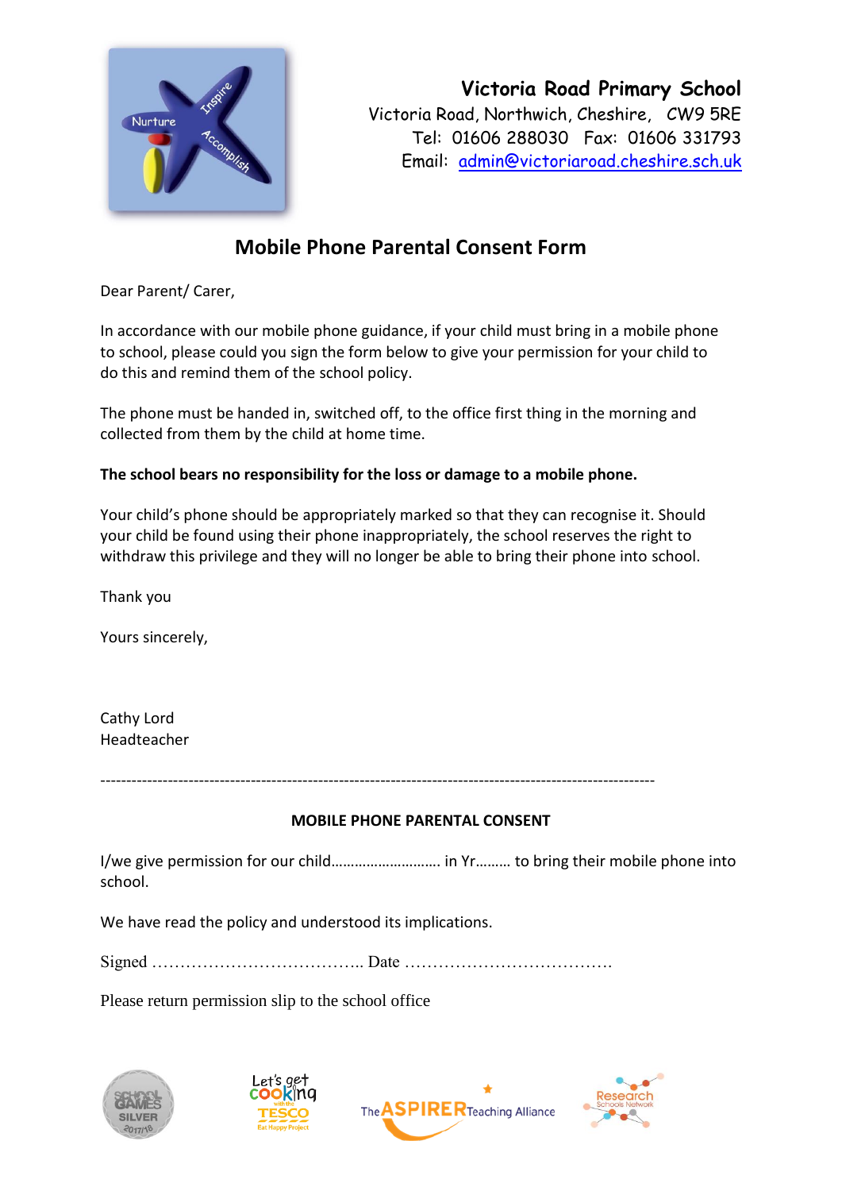**Victoria Road Primary School**
Victoria Road, Northwich, Cheshire, CW9 5RE
Tel: 01606 288030 Fax: 01606 331793
Email: admin@victoriaroad.cheshire.sch.uk

# Mobile Phone Parental Consent Form

Dear Parent/ Carer,

In accordance with our mobile phone guidance, if your child must bring in a mobile phone to school, please could you sign the form below to give your permission for your child to do this and remind them of the school policy.

The phone must be handed in, switched off, to the office first thing in the morning and collected from them by the child at home time.

**The school bears no responsibility for the loss or damage to a mobile phone.**

Your child's phone should be appropriately marked so that they can recognise it. Should your child be found using their phone inappropriately, the school reserves the right to withdraw this privilege and they will no longer be able to bring their phone into school.

Thank you

Yours sincerely,

Cathy Lord
Headteacher

---

**MOBILE PHONE PARENTAL CONSENT**

I/we give permission for our child……………………… in Yr……… to bring their mobile phone into school.

We have read the policy and understood its implications.

Signed ……………………………….. Date ……………………………….

Please return permission slip to the school office